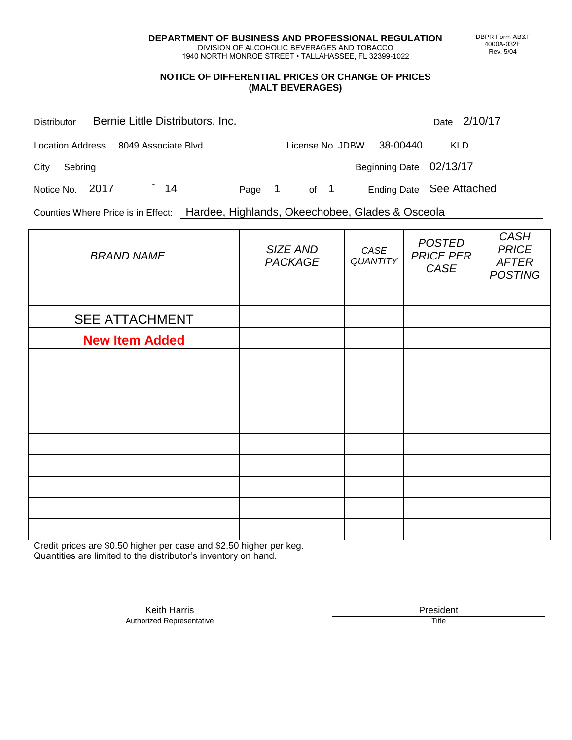**DEPARTMENT OF BUSINESS AND PROFESSIONAL REGULATION**
DIVISION OF ALCOHOLIC BEVERAGES AND TOBACCO
1940 NORTH MONROE STREET • TALLAHASSEE, FL 32399-1022

DBPR Form AB&T
4000A-032E
Rev. 5/04

## NOTICE OF DIFFERENTIAL PRICES OR CHANGE OF PRICES (MALT BEVERAGES)

Distributor: Bernie Little Distributors, Inc. Date: 2/10/17

Location Address: 8049 Associate Blvd License No. JDBW: 38-00440 KLD:

City: Sebring Beginning Date: 02/13/17

Notice No. 2017 - 14 Page 1 of 1 Ending Date: See Attached

Counties Where Price is in Effect: Hardee, Highlands, Okeechobee, Glades & Osceola

| *BRAND NAME* | *SIZE AND PACKAGE* | *CASE QUANTITY* | *POSTED PRICE PER CASE* | *CASH PRICE AFTER POSTING* |
|---|---|---|---|---|
| | | | | |
| SEE ATTACHMENT | | | | |
| **New Item Added** | | | | |
| | | | | |
| | | | | |
| | | | | |
| | | | | |
| | | | | |
| | | | | |
| | | | | |
| | | | | |
| | | | | |

Credit prices are $0.50 higher per case and $2.50 higher per keg.
Quantities are limited to the distributor's inventory on hand.

Keith Harris
Authorized Representative

President
Title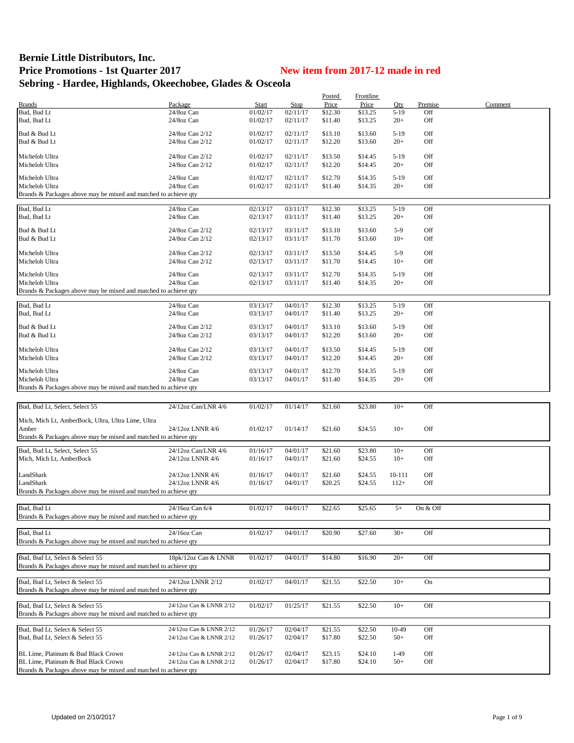# Bernie Little Distributors, Inc.

## Price Promotions - 1st Quarter 2017

**New item from 2017-12 made in red**

## Sebring - Hardee, Highlands, Okeechobee, Glades & Osceola

| Brands | Package | Start | Stop | Posted Price | Frontline Price | Qty | Premise | Comment |
|---|---|---|---|---|---|---|---|---|
| Bud, Bud Lt | 24/8oz Can | 01/02/17 | 02/11/17 | $12.30 | $13.25 | 5-19 | Off | |
| Bud, Bud Lt | 24/8oz Can | 01/02/17 | 02/11/17 | $11.40 | $13.25 | 20+ | Off | |
| Bud & Bud Lt | 24/8oz Can 2/12 | 01/02/17 | 02/11/17 | $13.10 | $13.60 | 5-19 | Off | |
| Bud & Bud Lt | 24/8oz Can 2/12 | 01/02/17 | 02/11/17 | $12.20 | $13.60 | 20+ | Off | |
| Michelob Ultra | 24/8oz Can 2/12 | 01/02/17 | 02/11/17 | $13.50 | $14.45 | 5-19 | Off | |
| Michelob Ultra | 24/8oz Can 2/12 | 01/02/17 | 02/11/17 | $12.20 | $14.45 | 20+ | Off | |
| Michelob Ultra | 24/8oz Can | 01/02/17 | 02/11/17 | $12.70 | $14.35 | 5-19 | Off | |
| Michelob Ultra | 24/8oz Can | 01/02/17 | 02/11/17 | $11.40 | $14.35 | 20+ | Off | |
| Brands & Packages above may be mixed and matched to achieve qty | | | | | | | | |
| Bud, Bud Lt | 24/8oz Can | 02/13/17 | 03/11/17 | $12.30 | $13.25 | 5-19 | Off | |
| Bud, Bud Lt | 24/8oz Can | 02/13/17 | 03/11/17 | $11.40 | $13.25 | 20+ | Off | |
| Bud & Bud Lt | 24/8oz Can 2/12 | 02/13/17 | 03/11/17 | $13.10 | $13.60 | 5-9 | Off | |
| Bud & Bud Lt | 24/8oz Can 2/12 | 02/13/17 | 03/11/17 | $11.70 | $13.60 | 10+ | Off | |
| Michelob Ultra | 24/8oz Can 2/12 | 02/13/17 | 03/11/17 | $13.50 | $14.45 | 5-9 | Off | |
| Michelob Ultra | 24/8oz Can 2/12 | 02/13/17 | 03/11/17 | $11.70 | $14.45 | 10+ | Off | |
| Michelob Ultra | 24/8oz Can | 02/13/17 | 03/11/17 | $12.70 | $14.35 | 5-19 | Off | |
| Michelob Ultra | 24/8oz Can | 02/13/17 | 03/11/17 | $11.40 | $14.35 | 20+ | Off | |
| Brands & Packages above may be mixed and matched to achieve qty | | | | | | | | |
| Bud, Bud Lt | 24/8oz Can | 03/13/17 | 04/01/17 | $12.30 | $13.25 | 5-19 | Off | |
| Bud, Bud Lt | 24/8oz Can | 03/13/17 | 04/01/17 | $11.40 | $13.25 | 20+ | Off | |
| Bud & Bud Lt | 24/8oz Can 2/12 | 03/13/17 | 04/01/17 | $13.10 | $13.60 | 5-19 | Off | |
| Bud & Bud Lt | 24/8oz Can 2/12 | 03/13/17 | 04/01/17 | $12.20 | $13.60 | 20+ | Off | |
| Michelob Ultra | 24/8oz Can 2/12 | 03/13/17 | 04/01/17 | $13.50 | $14.45 | 5-19 | Off | |
| Michelob Ultra | 24/8oz Can 2/12 | 03/13/17 | 04/01/17 | $12.20 | $14.45 | 20+ | Off | |
| Michelob Ultra | 24/8oz Can | 03/13/17 | 04/01/17 | $12.70 | $14.35 | 5-19 | Off | |
| Michelob Ultra | 24/8oz Can | 03/13/17 | 04/01/17 | $11.40 | $14.35 | 20+ | Off | |
| Brands & Packages above may be mixed and matched to achieve qty | | | | | | | | |
| Bud, Bud Lt, Select, Select 55 | 24/12oz Can/LNR 4/6 | 01/02/17 | 01/14/17 | $21.60 | $23.80 | 10+ | Off | |
| Mich, Mich Lt, AmberBock, Ultra, Ultra Lime, Ultra Amber | 24/12oz LNNR 4/6 | 01/02/17 | 01/14/17 | $21.60 | $24.55 | 10+ | Off | |
| Brands & Packages above may be mixed and matched to achieve qty | | | | | | | | |
| Bud, Bud Lt, Select, Select 55 | 24/12oz Can/LNR 4/6 | 01/16/17 | 04/01/17 | $21.60 | $23.80 | 10+ | Off | |
| Mich, Mich Lt, AmberBock | 24/12oz LNNR 4/6 | 01/16/17 | 04/01/17 | $21.60 | $24.55 | 10+ | Off | |
| LandShark | 24/12oz LNNR 4/6 | 01/16/17 | 04/01/17 | $21.60 | $24.55 | 10-111 | Off | |
| LandShark | 24/12oz LNNR 4/6 | 01/16/17 | 04/01/17 | $20.25 | $24.55 | 112+ | Off | |
| Brands & Packages above may be mixed and matched to achieve qty | | | | | | | | |
| Bud, Bud Lt | 24/16oz Can 6/4 | 01/02/17 | 04/01/17 | $22.65 | $25.65 | 5+ | On & Off | |
| Brands & Packages above may be mixed and matched to achieve qty | | | | | | | | |
| Bud, Bud Lt | 24/16oz Can | 01/02/17 | 04/01/17 | $20.90 | $27.60 | 30+ | Off | |
| Brands & Packages above may be mixed and matched to achieve qty | | | | | | | | |
| Bud, Bud Lt, Select & Select 55 | 18pk/12oz Can & LNNR | 01/02/17 | 04/01/17 | $14.80 | $16.90 | 20+ | Off | |
| Brands & Packages above may be mixed and matched to achieve qty | | | | | | | | |
| Bud, Bud Lt, Select & Select 55 | 24/12oz LNNR 2/12 | 01/02/17 | 04/01/17 | $21.55 | $22.50 | 10+ | On | |
| Brands & Packages above may be mixed and matched to achieve qty | | | | | | | | |
| Bud, Bud Lt, Select & Select 55 | 24/12oz Can & LNNR 2/12 | 01/02/17 | 01/25/17 | $21.55 | $22.50 | 10+ | Off | |
| Brands & Packages above may be mixed and matched to achieve qty | | | | | | | | |
| Bud, Bud Lt, Select & Select 55 | 24/12oz Can & LNNR 2/12 | 01/26/17 | 02/04/17 | $21.55 | $22.50 | 10-49 | Off | |
| Bud, Bud Lt, Select & Select 55 | 24/12oz Can & LNNR 2/12 | 01/26/17 | 02/04/17 | $17.80 | $22.50 | 50+ | Off | |
| BL Lime, Platinum & Bud Black Crown | 24/12oz Can & LNNR 2/12 | 01/26/17 | 02/04/17 | $23.15 | $24.10 | 1-49 | Off | |
| BL Lime, Platinum & Bud Black Crown | 24/12oz Can & LNNR 2/12 | 01/26/17 | 02/04/17 | $17.80 | $24.10 | 50+ | Off | |
| Brands & Packages above may be mixed and matched to achieve qty | | | | | | | | |

Updated on 2/10/2017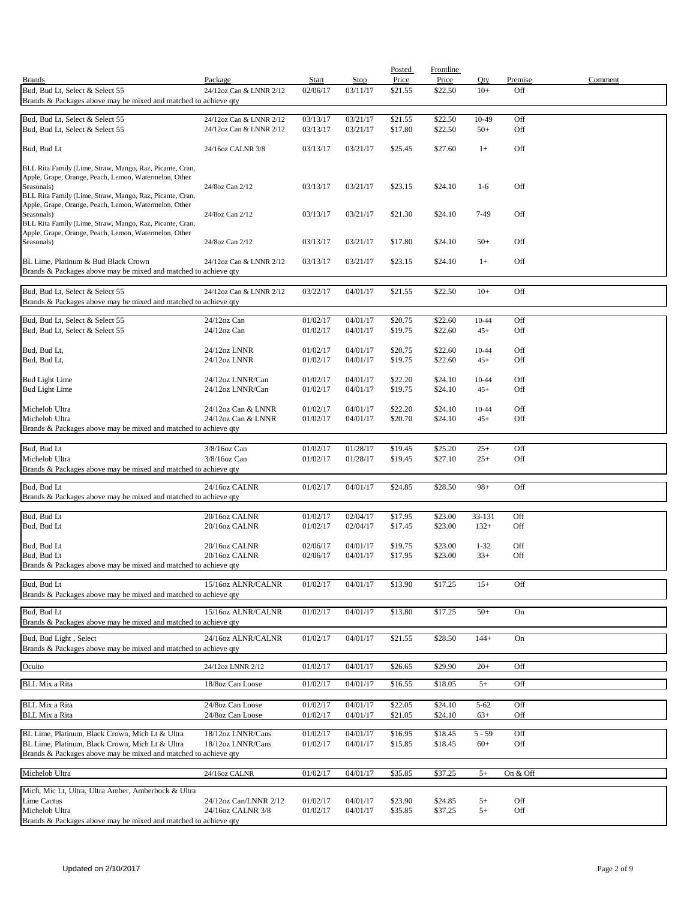| Brands | Package | Start | Stop | Posted Price | Frontline Price | Qty | Premise | Comment |
|---|---|---|---|---|---|---|---|---|
| Bud, Bud Lt, Select & Select 55 | 24/12oz Can & LNNR 2/12 | 02/06/17 | 03/11/17 | $21.55 | $22.50 | 10+ | Off | |
| Brands & Packages above may be mixed and matched to achieve qty | | | | | | | | |
| Bud, Bud Lt, Select & Select 55 | 24/12oz Can & LNNR 2/12 | 03/13/17 | 03/21/17 | $21.55 | $22.50 | 10-49 | Off | |
| Bud, Bud Lt, Select & Select 55 | 24/12oz Can & LNNR 2/12 | 03/13/17 | 03/21/17 | $17.80 | $22.50 | 50+ | Off | |
| Bud, Bud Lt | 24/16oz CALNR 3/8 | 03/13/17 | 03/21/17 | $25.45 | $27.60 | 1+ | Off | |
| BLL Rita Family (Lime, Straw, Mango, Raz, Picante, Cran, Apple, Grape, Orange, Peach, Lemon, Watermelon, Other Seasonals) | 24/8oz Can 2/12 | 03/13/17 | 03/21/17 | $23.15 | $24.10 | 1-6 | Off | |
| BLL Rita Family (Lime, Straw, Mango, Raz, Picante, Cran, Apple, Grape, Orange, Peach, Lemon, Watermelon, Other Seasonals) | 24/8oz Can 2/12 | 03/13/17 | 03/21/17 | $21.30 | $24.10 | 7-49 | Off | |
| BLL Rita Family (Lime, Straw, Mango, Raz, Picante, Cran, Apple, Grape, Orange, Peach, Lemon, Watermelon, Other Seasonals) | 24/8oz Can 2/12 | 03/13/17 | 03/21/17 | $17.80 | $24.10 | 50+ | Off | |
| BL Lime, Platinum & Bud Black Crown | 24/12oz Can & LNNR 2/12 | 03/13/17 | 03/21/17 | $23.15 | $24.10 | 1+ | Off | |
| Brands & Packages above may be mixed and matched to achieve qty | | | | | | | | |
| Bud, Bud Lt, Select & Select 55 | 24/12oz Can & LNNR 2/12 | 03/22/17 | 04/01/17 | $21.55 | $22.50 | 10+ | Off | |
| Brands & Packages above may be mixed and matched to achieve qty | | | | | | | | |
| Bud, Bud Lt, Select & Select 55 | 24/12oz Can | 01/02/17 | 04/01/17 | $20.75 | $22.60 | 10-44 | Off | |
| Bud, Bud Lt, Select & Select 55 | 24/12oz Can | 01/02/17 | 04/01/17 | $19.75 | $22.60 | 45+ | Off | |
| Bud, Bud Lt, | 24/12oz LNNR | 01/02/17 | 04/01/17 | $20.75 | $22.60 | 10-44 | Off | |
| Bud, Bud Lt, | 24/12oz LNNR | 01/02/17 | 04/01/17 | $19.75 | $22.60 | 45+ | Off | |
| Bud Light Lime | 24/12oz LNNR/Can | 01/02/17 | 04/01/17 | $22.20 | $24.10 | 10-44 | Off | |
| Bud Light Lime | 24/12oz LNNR/Can | 01/02/17 | 04/01/17 | $19.75 | $24.10 | 45+ | Off | |
| Michelob Ultra | 24/12oz Can & LNNR | 01/02/17 | 04/01/17 | $22.20 | $24.10 | 10-44 | Off | |
| Michelob Ultra | 24/12oz Can & LNNR | 01/02/17 | 04/01/17 | $20.70 | $24.10 | 45+ | Off | |
| Brands & Packages above may be mixed and matched to achieve qty | | | | | | | | |
| Bud, Bud Lt | 3/8/16oz Can | 01/02/17 | 01/28/17 | $19.45 | $25.20 | 25+ | Off | |
| Michelob Ultra | 3/8/16oz Can | 01/02/17 | 01/28/17 | $19.45 | $27.10 | 25+ | Off | |
| Brands & Packages above may be mixed and matched to achieve qty | | | | | | | | |
| Bud, Bud Lt | 24/16oz CALNR | 01/02/17 | 04/01/17 | $24.85 | $28.50 | 98+ | Off | |
| Brands & Packages above may be mixed and matched to achieve qty | | | | | | | | |
| Bud, Bud Lt | 20/16oz CALNR | 01/02/17 | 02/04/17 | $17.95 | $23.00 | 33-131 | Off | |
| Bud, Bud Lt | 20/16oz CALNR | 01/02/17 | 02/04/17 | $17.45 | $23.00 | 132+ | Off | |
| Bud, Bud Lt | 20/16oz CALNR | 02/06/17 | 04/01/17 | $19.75 | $23.00 | 1-32 | Off | |
| Bud, Bud Lt | 20/16oz CALNR | 02/06/17 | 04/01/17 | $17.95 | $23.00 | 33+ | Off | |
| Brands & Packages above may be mixed and matched to achieve qty | | | | | | | | |
| Bud, Bud Lt | 15/16oz ALNR/CALNR | 01/02/17 | 04/01/17 | $13.90 | $17.25 | 15+ | Off | |
| Brands & Packages above may be mixed and matched to achieve qty | | | | | | | | |
| Bud, Bud Lt | 15/16oz ALNR/CALNR | 01/02/17 | 04/01/17 | $13.80 | $17.25 | 50+ | On | |
| Brands & Packages above may be mixed and matched to achieve qty | | | | | | | | |
| Bud, Bud Light , Select | 24/16oz ALNR/CALNR | 01/02/17 | 04/01/17 | $21.55 | $28.50 | 144+ | On | |
| Brands & Packages above may be mixed and matched to achieve qty | | | | | | | | |
| Oculto | 24/12oz LNNR 2/12 | 01/02/17 | 04/01/17 | $26.65 | $29.90 | 20+ | Off | |
| BLL Mix a Rita | 18/8oz Can Loose | 01/02/17 | 04/01/17 | $16.55 | $18.05 | 5+ | Off | |
| BLL Mix a Rita | 24/8oz Can Loose | 01/02/17 | 04/01/17 | $22.05 | $24.10 | 5-62 | Off | |
| BLL Mix a Rita | 24/8oz Can Loose | 01/02/17 | 04/01/17 | $21.05 | $24.10 | 63+ | Off | |
| BL Lime, Platinum, Black Crown, Mich Lt & Ultra | 18/12oz LNNR/Cans | 01/02/17 | 04/01/17 | $16.95 | $18.45 | 5 - 59 | Off | |
| BL Lime, Platinum, Black Crown, Mich Lt & Ultra | 18/12oz LNNR/Cans | 01/02/17 | 04/01/17 | $15.85 | $18.45 | 60+ | Off | |
| Brands & Packages above may be mixed and matched to achieve qty | | | | | | | | |
| Michelob Ultra | 24/16oz CALNR | 01/02/17 | 04/01/17 | $35.85 | $37.25 | 5+ | On & Off | |
| Mich, Mic Lt, Ultra, Ultra Amber, Amberbock & Ultra Lime Cactus | 24/12oz Can/LNNR 2/12 | 01/02/17 | 04/01/17 | $23.90 | $24.85 | 5+ | Off | |
| Michelob Ultra | 24/16oz CALNR 3/8 | 01/02/17 | 04/01/17 | $35.85 | $37.25 | 5+ | Off | |
| Brands & Packages above may be mixed and matched to achieve qty | | | | | | | | |

Updated on 2/10/2017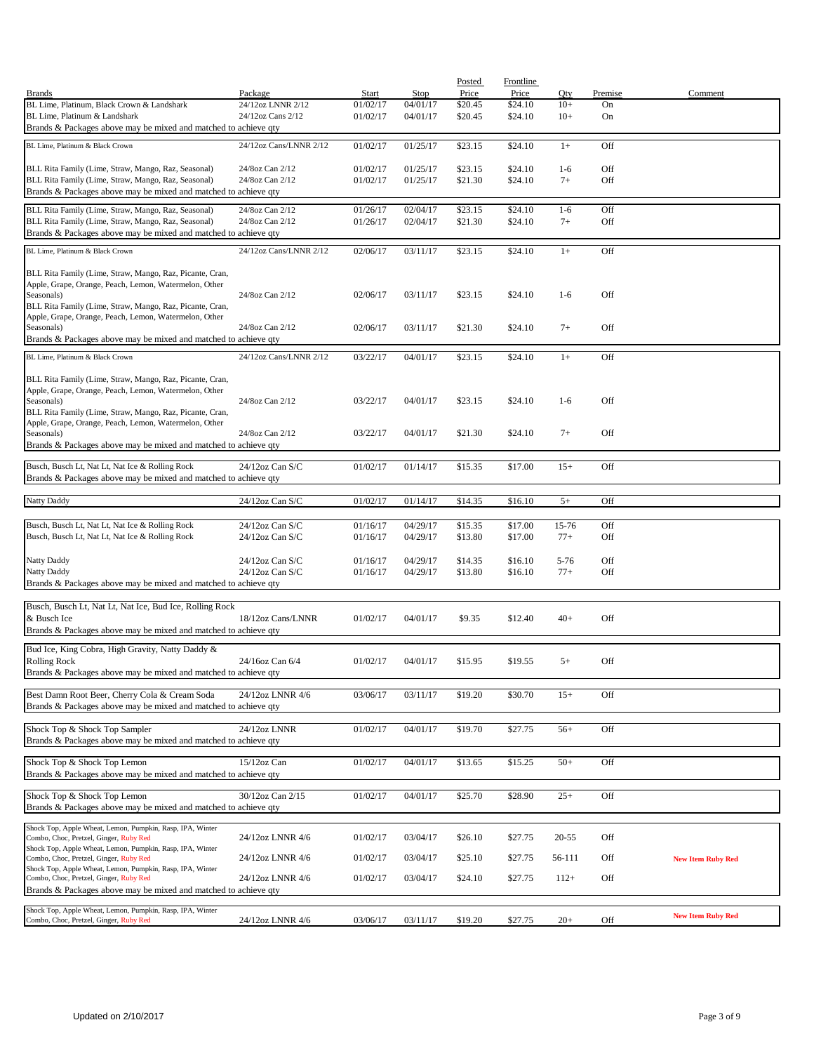| Brands | Package | Start | Stop | Posted Price | Frontline Price | Qty | Premise | Comment |
|---|---|---|---|---|---|---|---|---|
| BL Lime, Platinum, Black Crown & Landshark | 24/12oz LNNR 2/12 | 01/02/17 | 04/01/17 | $20.45 | $24.10 | 10+ | On | |
| BL Lime, Platinum & Landshark | 24/12oz Cans 2/12 | 01/02/17 | 04/01/17 | $20.45 | $24.10 | 10+ | On | |
| Brands & Packages above may be mixed and matched to achieve qty | | | | | | | | |
| BL Lime, Platinum & Black Crown | 24/12oz Cans/LNNR 2/12 | 01/02/17 | 01/25/17 | $23.15 | $24.10 | 1+ | Off | |
| BLL Rita Family (Lime, Straw, Mango, Raz, Seasonal) | 24/8oz Can 2/12 | 01/02/17 | 01/25/17 | $23.15 | $24.10 | 1-6 | Off | |
| BLL Rita Family (Lime, Straw, Mango, Raz, Seasonal) | 24/8oz Can 2/12 | 01/02/17 | 01/25/17 | $21.30 | $24.10 | 7+ | Off | |
| Brands & Packages above may be mixed and matched to achieve qty | | | | | | | | |
| BLL Rita Family (Lime, Straw, Mango, Raz, Seasonal) | 24/8oz Can 2/12 | 01/26/17 | 02/04/17 | $23.15 | $24.10 | 1-6 | Off | |
| BLL Rita Family (Lime, Straw, Mango, Raz, Seasonal) | 24/8oz Can 2/12 | 01/26/17 | 02/04/17 | $21.30 | $24.10 | 7+ | Off | |
| Brands & Packages above may be mixed and matched to achieve qty | | | | | | | | |
| BL Lime, Platinum & Black Crown | 24/12oz Cans/LNNR 2/12 | 02/06/17 | 03/11/17 | $23.15 | $24.10 | 1+ | Off | |
| BLL Rita Family (Lime, Straw, Mango, Raz, Picante, Cran, Apple, Grape, Orange, Peach, Lemon, Watermelon, Other Seasonals) | 24/8oz Can 2/12 | 02/06/17 | 03/11/17 | $23.15 | $24.10 | 1-6 | Off | |
| BLL Rita Family (Lime, Straw, Mango, Raz, Picante, Cran, Apple, Grape, Orange, Peach, Lemon, Watermelon, Other Seasonals) | 24/8oz Can 2/12 | 02/06/17 | 03/11/17 | $21.30 | $24.10 | 7+ | Off | |
| Brands & Packages above may be mixed and matched to achieve qty | | | | | | | | |
| BL Lime, Platinum & Black Crown | 24/12oz Cans/LNNR 2/12 | 03/22/17 | 04/01/17 | $23.15 | $24.10 | 1+ | Off | |
| BLL Rita Family (Lime, Straw, Mango, Raz, Picante, Cran, Apple, Grape, Orange, Peach, Lemon, Watermelon, Other Seasonals) | 24/8oz Can 2/12 | 03/22/17 | 04/01/17 | $23.15 | $24.10 | 1-6 | Off | |
| BLL Rita Family (Lime, Straw, Mango, Raz, Picante, Cran, Apple, Grape, Orange, Peach, Lemon, Watermelon, Other Seasonals) | 24/8oz Can 2/12 | 03/22/17 | 04/01/17 | $21.30 | $24.10 | 7+ | Off | |
| Brands & Packages above may be mixed and matched to achieve qty | | | | | | | | |
| Busch, Busch Lt, Nat Lt, Nat Ice & Rolling Rock | 24/12oz Can S/C | 01/02/17 | 01/14/17 | $15.35 | $17.00 | 15+ | Off | |
| Brands & Packages above may be mixed and matched to achieve qty | | | | | | | | |
| Natty Daddy | 24/12oz Can S/C | 01/02/17 | 01/14/17 | $14.35 | $16.10 | 5+ | Off | |
| Busch, Busch Lt, Nat Lt, Nat Ice & Rolling Rock | 24/12oz Can S/C | 01/16/17 | 04/29/17 | $15.35 | $17.00 | 15-76 | Off | |
| Busch, Busch Lt, Nat Lt, Nat Ice & Rolling Rock | 24/12oz Can S/C | 01/16/17 | 04/29/17 | $13.80 | $17.00 | 77+ | Off | |
| Natty Daddy | 24/12oz Can S/C | 01/16/17 | 04/29/17 | $14.35 | $16.10 | 5-76 | Off | |
| Natty Daddy | 24/12oz Can S/C | 01/16/17 | 04/29/17 | $13.80 | $16.10 | 77+ | Off | |
| Brands & Packages above may be mixed and matched to achieve qty | | | | | | | | |
| Busch, Busch Lt, Nat Lt, Nat Ice, Bud Ice, Rolling Rock & Busch Ice | 18/12oz Cans/LNNR | 01/02/17 | 04/01/17 | $9.35 | $12.40 | 40+ | Off | |
| Brands & Packages above may be mixed and matched to achieve qty | | | | | | | | |
| Bud Ice, King Cobra, High Gravity, Natty Daddy & Rolling Rock | 24/16oz Can 6/4 | 01/02/17 | 04/01/17 | $15.95 | $19.55 | 5+ | Off | |
| Brands & Packages above may be mixed and matched to achieve qty | | | | | | | | |
| Best Damn Root Beer, Cherry Cola & Cream Soda | 24/12oz LNNR 4/6 | 03/06/17 | 03/11/17 | $19.20 | $30.70 | 15+ | Off | |
| Brands & Packages above may be mixed and matched to achieve qty | | | | | | | | |
| Shock Top & Shock Top Sampler | 24/12oz LNNR | 01/02/17 | 04/01/17 | $19.70 | $27.75 | 56+ | Off | |
| Brands & Packages above may be mixed and matched to achieve qty | | | | | | | | |
| Shock Top & Shock Top Lemon | 15/12oz Can | 01/02/17 | 04/01/17 | $13.65 | $15.25 | 50+ | Off | |
| Brands & Packages above may be mixed and matched to achieve qty | | | | | | | | |
| Shock Top & Shock Top Lemon | 30/12oz Can 2/15 | 01/02/17 | 04/01/17 | $25.70 | $28.90 | 25+ | Off | |
| Brands & Packages above may be mixed and matched to achieve qty | | | | | | | | |
| Shock Top, Apple Wheat, Lemon, Pumpkin, Rasp, IPA, Winter Combo, Choc, Pretzel, Ginger, Ruby Red | 24/12oz LNNR 4/6 | 01/02/17 | 03/04/17 | $26.10 | $27.75 | 20-55 | Off | |
| Shock Top, Apple Wheat, Lemon, Pumpkin, Rasp, IPA, Winter Combo, Choc, Pretzel, Ginger, Ruby Red | 24/12oz LNNR 4/6 | 01/02/17 | 03/04/17 | $25.10 | $27.75 | 56-111 | Off | **New Item Ruby Red** |
| Shock Top, Apple Wheat, Lemon, Pumpkin, Rasp, IPA, Winter Combo, Choc, Pretzel, Ginger, Ruby Red | 24/12oz LNNR 4/6 | 01/02/17 | 03/04/17 | $24.10 | $27.75 | 112+ | Off | |
| Brands & Packages above may be mixed and matched to achieve qty | | | | | | | | |
| Shock Top, Apple Wheat, Lemon, Pumpkin, Rasp, IPA, Winter Combo, Choc, Pretzel, Ginger, Ruby Red | 24/12oz LNNR 4/6 | 03/06/17 | 03/11/17 | $19.20 | $27.75 | 20+ | Off | **New Item Ruby Red** |

Updated on 2/10/2017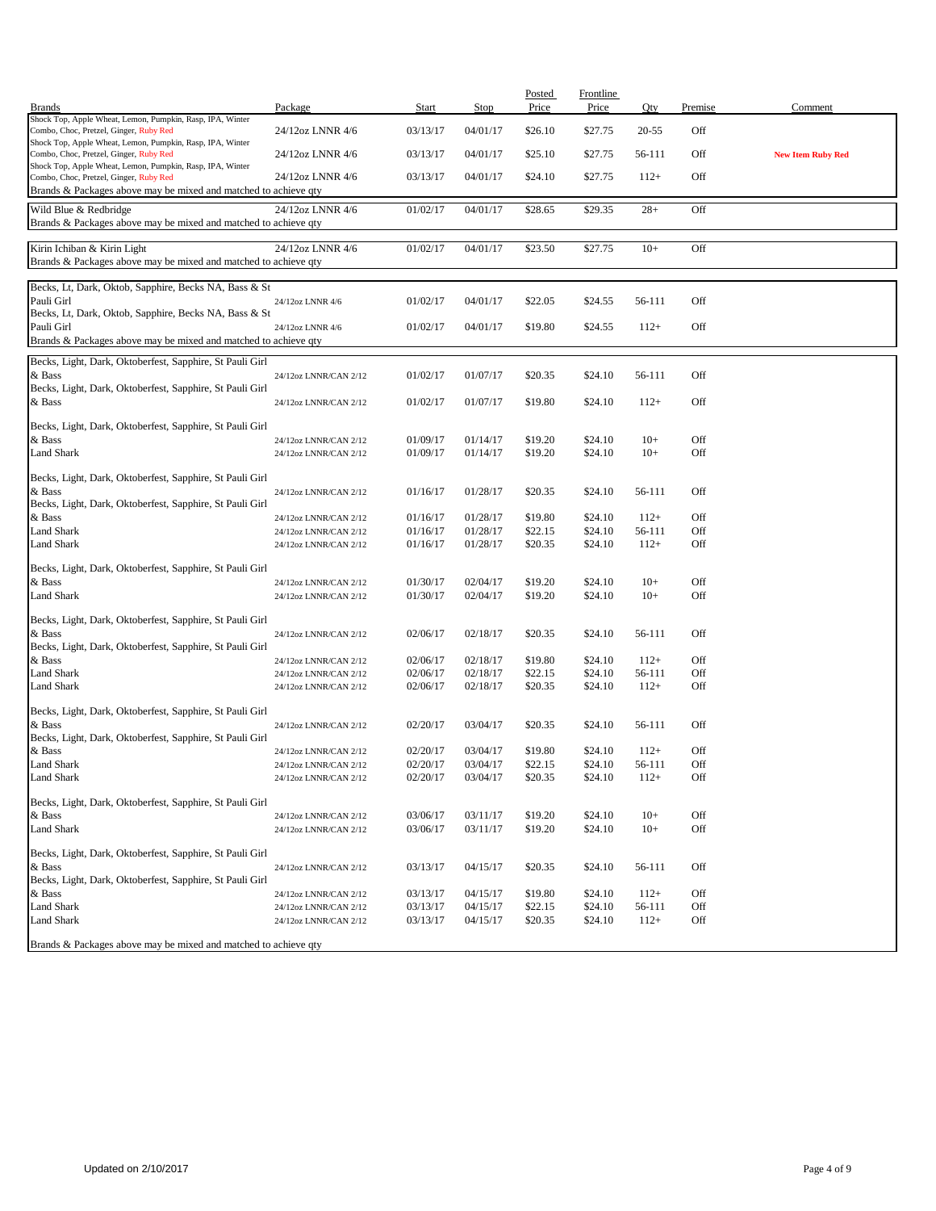| Brands | Package | Start | Stop | Posted Price | Frontline Price | Qty | Premise | Comment |
|---|---|---|---|---|---|---|---|---|
| Shock Top, Apple Wheat, Lemon, Pumpkin, Rasp, IPA, Winter Combo, Choc, Pretzel, Ginger, Ruby Red | 24/12oz LNNR 4/6 | 03/13/17 | 04/01/17 | $26.10 | $27.75 | 20-55 | Off | |
| Shock Top, Apple Wheat, Lemon, Pumpkin, Rasp, IPA, Winter Combo, Choc, Pretzel, Ginger, Ruby Red | 24/12oz LNNR 4/6 | 03/13/17 | 04/01/17 | $25.10 | $27.75 | 56-111 | Off | **New Item Ruby Red** |
| Shock Top, Apple Wheat, Lemon, Pumpkin, Rasp, IPA, Winter Combo, Choc, Pretzel, Ginger, Ruby Red | 24/12oz LNNR 4/6 | 03/13/17 | 04/01/17 | $24.10 | $27.75 | 112+ | Off | |
| Brands & Packages above may be mixed and matched to achieve qty | | | | | | | | |
| Wild Blue & Redbridge | 24/12oz LNNR 4/6 | 01/02/17 | 04/01/17 | $28.65 | $29.35 | 28+ | Off | |
| Brands & Packages above may be mixed and matched to achieve qty | | | | | | | | |
| Kirin Ichiban & Kirin Light | 24/12oz LNNR 4/6 | 01/02/17 | 04/01/17 | $23.50 | $27.75 | 10+ | Off | |
| Brands & Packages above may be mixed and matched to achieve qty | | | | | | | | |
| Becks, Lt, Dark, Oktob, Sapphire, Becks NA, Bass & St Pauli Girl | 24/12oz LNNR 4/6 | 01/02/17 | 04/01/17 | $22.05 | $24.55 | 56-111 | Off | |
| Becks, Lt, Dark, Oktob, Sapphire, Becks NA, Bass & St Pauli Girl | 24/12oz LNNR 4/6 | 01/02/17 | 04/01/17 | $19.80 | $24.55 | 112+ | Off | |
| Brands & Packages above may be mixed and matched to achieve qty | | | | | | | | |
| Becks, Light, Dark, Oktoberfest, Sapphire, St Pauli Girl & Bass | 24/12oz LNNR/CAN 2/12 | 01/02/17 | 01/07/17 | $20.35 | $24.10 | 56-111 | Off | |
| Becks, Light, Dark, Oktoberfest, Sapphire, St Pauli Girl & Bass | 24/12oz LNNR/CAN 2/12 | 01/02/17 | 01/07/17 | $19.80 | $24.10 | 112+ | Off | |
| Becks, Light, Dark, Oktoberfest, Sapphire, St Pauli Girl & Bass | 24/12oz LNNR/CAN 2/12 | 01/09/17 | 01/14/17 | $19.20 | $24.10 | 10+ | Off | |
| Land Shark | 24/12oz LNNR/CAN 2/12 | 01/09/17 | 01/14/17 | $19.20 | $24.10 | 10+ | Off | |
| Becks, Light, Dark, Oktoberfest, Sapphire, St Pauli Girl & Bass | 24/12oz LNNR/CAN 2/12 | 01/16/17 | 01/28/17 | $20.35 | $24.10 | 56-111 | Off | |
| Becks, Light, Dark, Oktoberfest, Sapphire, St Pauli Girl & Bass | 24/12oz LNNR/CAN 2/12 | 01/16/17 | 01/28/17 | $19.80 | $24.10 | 112+ | Off | |
| Land Shark | 24/12oz LNNR/CAN 2/12 | 01/16/17 | 01/28/17 | $22.15 | $24.10 | 56-111 | Off | |
| Land Shark | 24/12oz LNNR/CAN 2/12 | 01/16/17 | 01/28/17 | $20.35 | $24.10 | 112+ | Off | |
| Becks, Light, Dark, Oktoberfest, Sapphire, St Pauli Girl & Bass | 24/12oz LNNR/CAN 2/12 | 01/30/17 | 02/04/17 | $19.20 | $24.10 | 10+ | Off | |
| Land Shark | 24/12oz LNNR/CAN 2/12 | 01/30/17 | 02/04/17 | $19.20 | $24.10 | 10+ | Off | |
| Becks, Light, Dark, Oktoberfest, Sapphire, St Pauli Girl & Bass | 24/12oz LNNR/CAN 2/12 | 02/06/17 | 02/18/17 | $20.35 | $24.10 | 56-111 | Off | |
| Becks, Light, Dark, Oktoberfest, Sapphire, St Pauli Girl & Bass | 24/12oz LNNR/CAN 2/12 | 02/06/17 | 02/18/17 | $19.80 | $24.10 | 112+ | Off | |
| Land Shark | 24/12oz LNNR/CAN 2/12 | 02/06/17 | 02/18/17 | $22.15 | $24.10 | 56-111 | Off | |
| Land Shark | 24/12oz LNNR/CAN 2/12 | 02/06/17 | 02/18/17 | $20.35 | $24.10 | 112+ | Off | |
| Becks, Light, Dark, Oktoberfest, Sapphire, St Pauli Girl & Bass | 24/12oz LNNR/CAN 2/12 | 02/20/17 | 03/04/17 | $20.35 | $24.10 | 56-111 | Off | |
| Becks, Light, Dark, Oktoberfest, Sapphire, St Pauli Girl & Bass | 24/12oz LNNR/CAN 2/12 | 02/20/17 | 03/04/17 | $19.80 | $24.10 | 112+ | Off | |
| Land Shark | 24/12oz LNNR/CAN 2/12 | 02/20/17 | 03/04/17 | $22.15 | $24.10 | 56-111 | Off | |
| Land Shark | 24/12oz LNNR/CAN 2/12 | 02/20/17 | 03/04/17 | $20.35 | $24.10 | 112+ | Off | |
| Becks, Light, Dark, Oktoberfest, Sapphire, St Pauli Girl & Bass | 24/12oz LNNR/CAN 2/12 | 03/06/17 | 03/11/17 | $19.20 | $24.10 | 10+ | Off | |
| Land Shark | 24/12oz LNNR/CAN 2/12 | 03/06/17 | 03/11/17 | $19.20 | $24.10 | 10+ | Off | |
| Becks, Light, Dark, Oktoberfest, Sapphire, St Pauli Girl & Bass | 24/12oz LNNR/CAN 2/12 | 03/13/17 | 04/15/17 | $20.35 | $24.10 | 56-111 | Off | |
| Becks, Light, Dark, Oktoberfest, Sapphire, St Pauli Girl & Bass | 24/12oz LNNR/CAN 2/12 | 03/13/17 | 04/15/17 | $19.80 | $24.10 | 112+ | Off | |
| Land Shark | 24/12oz LNNR/CAN 2/12 | 03/13/17 | 04/15/17 | $22.15 | $24.10 | 56-111 | Off | |
| Land Shark | 24/12oz LNNR/CAN 2/12 | 03/13/17 | 04/15/17 | $20.35 | $24.10 | 112+ | Off | |
| Brands & Packages above may be mixed and matched to achieve qty | | | | | | | | |

Updated on 2/10/2017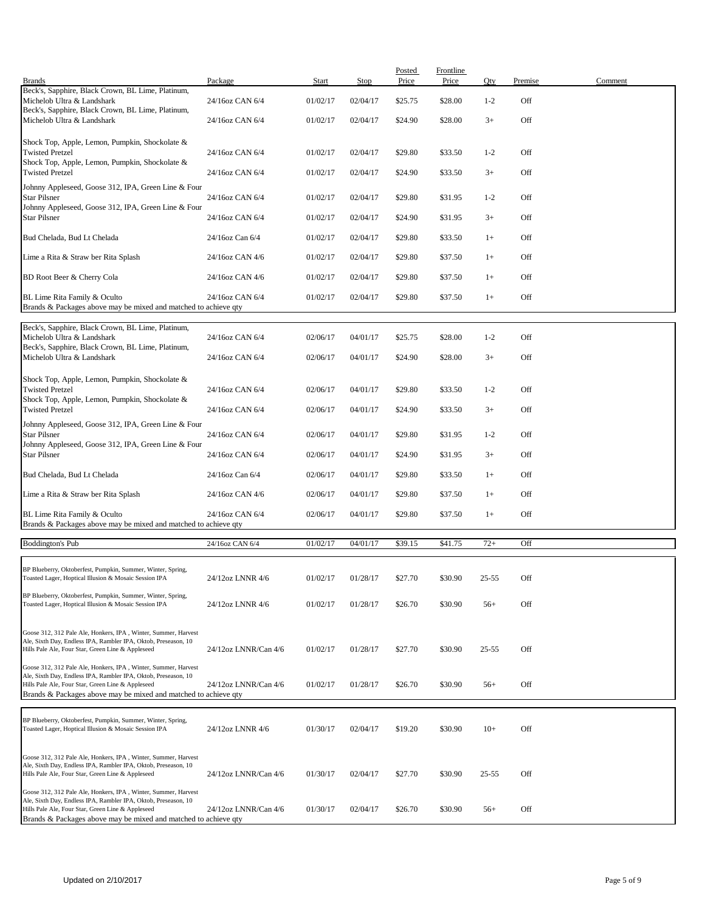| Brands | Package | Start | Stop | Posted Price | Frontline Price | Qty | Premise | Comment |
|---|---|---|---|---|---|---|---|---|
| Beck's, Sapphire, Black Crown, BL Lime, Platinum, Michelob Ultra & Landshark | 24/16oz CAN 6/4 | 01/02/17 | 02/04/17 | $25.75 | $28.00 | 1-2 | Off | |
| Beck's, Sapphire, Black Crown, BL Lime, Platinum, Michelob Ultra & Landshark | 24/16oz CAN 6/4 | 01/02/17 | 02/04/17 | $24.90 | $28.00 | 3+ | Off | |
| Shock Top, Apple, Lemon, Pumpkin, Shockolate & Twisted Pretzel | 24/16oz CAN 6/4 | 01/02/17 | 02/04/17 | $29.80 | $33.50 | 1-2 | Off | |
| Shock Top, Apple, Lemon, Pumpkin, Shockolate & Twisted Pretzel | 24/16oz CAN 6/4 | 01/02/17 | 02/04/17 | $24.90 | $33.50 | 3+ | Off | |
| Johnny Appleseed, Goose 312, IPA, Green Line & Four Star Pilsner | 24/16oz CAN 6/4 | 01/02/17 | 02/04/17 | $29.80 | $31.95 | 1-2 | Off | |
| Johnny Appleseed, Goose 312, IPA, Green Line & Four Star Pilsner | 24/16oz CAN 6/4 | 01/02/17 | 02/04/17 | $24.90 | $31.95 | 3+ | Off | |
| Bud Chelada, Bud Lt Chelada | 24/16oz Can 6/4 | 01/02/17 | 02/04/17 | $29.80 | $33.50 | 1+ | Off | |
| Lime a Rita & Straw ber Rita Splash | 24/16oz CAN 4/6 | 01/02/17 | 02/04/17 | $29.80 | $37.50 | 1+ | Off | |
| BD Root Beer & Cherry Cola | 24/16oz CAN 4/6 | 01/02/17 | 02/04/17 | $29.80 | $37.50 | 1+ | Off | |
| BL Lime Rita Family & Oculto | 24/16oz CAN 6/4 | 01/02/17 | 02/04/17 | $29.80 | $37.50 | 1+ | Off | |
| Brands & Packages above may be mixed and matched to achieve qty | | | | | | | | |
| Beck's, Sapphire, Black Crown, BL Lime, Platinum, Michelob Ultra & Landshark | 24/16oz CAN 6/4 | 02/06/17 | 04/01/17 | $25.75 | $28.00 | 1-2 | Off | |
| Beck's, Sapphire, Black Crown, BL Lime, Platinum, Michelob Ultra & Landshark | 24/16oz CAN 6/4 | 02/06/17 | 04/01/17 | $24.90 | $28.00 | 3+ | Off | |
| Shock Top, Apple, Lemon, Pumpkin, Shockolate & Twisted Pretzel | 24/16oz CAN 6/4 | 02/06/17 | 04/01/17 | $29.80 | $33.50 | 1-2 | Off | |
| Shock Top, Apple, Lemon, Pumpkin, Shockolate & Twisted Pretzel | 24/16oz CAN 6/4 | 02/06/17 | 04/01/17 | $24.90 | $33.50 | 3+ | Off | |
| Johnny Appleseed, Goose 312, IPA, Green Line & Four Star Pilsner | 24/16oz CAN 6/4 | 02/06/17 | 04/01/17 | $29.80 | $31.95 | 1-2 | Off | |
| Johnny Appleseed, Goose 312, IPA, Green Line & Four Star Pilsner | 24/16oz CAN 6/4 | 02/06/17 | 04/01/17 | $24.90 | $31.95 | 3+ | Off | |
| Bud Chelada, Bud Lt Chelada | 24/16oz Can 6/4 | 02/06/17 | 04/01/17 | $29.80 | $33.50 | 1+ | Off | |
| Lime a Rita & Straw ber Rita Splash | 24/16oz CAN 4/6 | 02/06/17 | 04/01/17 | $29.80 | $37.50 | 1+ | Off | |
| BL Lime Rita Family & Oculto | 24/16oz CAN 6/4 | 02/06/17 | 04/01/17 | $29.80 | $37.50 | 1+ | Off | |
| Brands & Packages above may be mixed and matched to achieve qty | | | | | | | | |
| Boddington's Pub | 24/16oz CAN 6/4 | 01/02/17 | 04/01/17 | $39.15 | $41.75 | 72+ | Off | |
| BP Blueberry, Oktoberfest, Pumpkin, Summer, Winter, Spring, Toasted Lager, Hoptical Illusion & Mosaic Session IPA | 24/12oz LNNR 4/6 | 01/02/17 | 01/28/17 | $27.70 | $30.90 | 25-55 | Off | |
| BP Blueberry, Oktoberfest, Pumpkin, Summer, Winter, Spring, Toasted Lager, Hoptical Illusion & Mosaic Session IPA | 24/12oz LNNR 4/6 | 01/02/17 | 01/28/17 | $26.70 | $30.90 | 56+ | Off | |
| Goose 312, 312 Pale Ale, Honkers, IPA , Winter, Summer, Harvest Ale, Sixth Day, Endless IPA, Rambler IPA, Oktob, Preseason, 10 Hills Pale Ale, Four Star, Green Line & Appleseed | 24/12oz LNNR/Can 4/6 | 01/02/17 | 01/28/17 | $27.70 | $30.90 | 25-55 | Off | |
| Goose 312, 312 Pale Ale, Honkers, IPA , Winter, Summer, Harvest Ale, Sixth Day, Endless IPA, Rambler IPA, Oktob, Preseason, 10 Hills Pale Ale, Four Star, Green Line & Appleseed | 24/12oz LNNR/Can 4/6 | 01/02/17 | 01/28/17 | $26.70 | $30.90 | 56+ | Off | |
| Brands & Packages above may be mixed and matched to achieve qty | | | | | | | | |
| BP Blueberry, Oktoberfest, Pumpkin, Summer, Winter, Spring, Toasted Lager, Hoptical Illusion & Mosaic Session IPA | 24/12oz LNNR 4/6 | 01/30/17 | 02/04/17 | $19.20 | $30.90 | 10+ | Off | |
| Goose 312, 312 Pale Ale, Honkers, IPA , Winter, Summer, Harvest Ale, Sixth Day, Endless IPA, Rambler IPA, Oktob, Preseason, 10 Hills Pale Ale, Four Star, Green Line & Appleseed | 24/12oz LNNR/Can 4/6 | 01/30/17 | 02/04/17 | $27.70 | $30.90 | 25-55 | Off | |
| Goose 312, 312 Pale Ale, Honkers, IPA , Winter, Summer, Harvest Ale, Sixth Day, Endless IPA, Rambler IPA, Oktob, Preseason, 10 Hills Pale Ale, Four Star, Green Line & Appleseed | 24/12oz LNNR/Can 4/6 | 01/30/17 | 02/04/17 | $26.70 | $30.90 | 56+ | Off | |
| Brands & Packages above may be mixed and matched to achieve qty | | | | | | | | |

Updated on 2/10/2017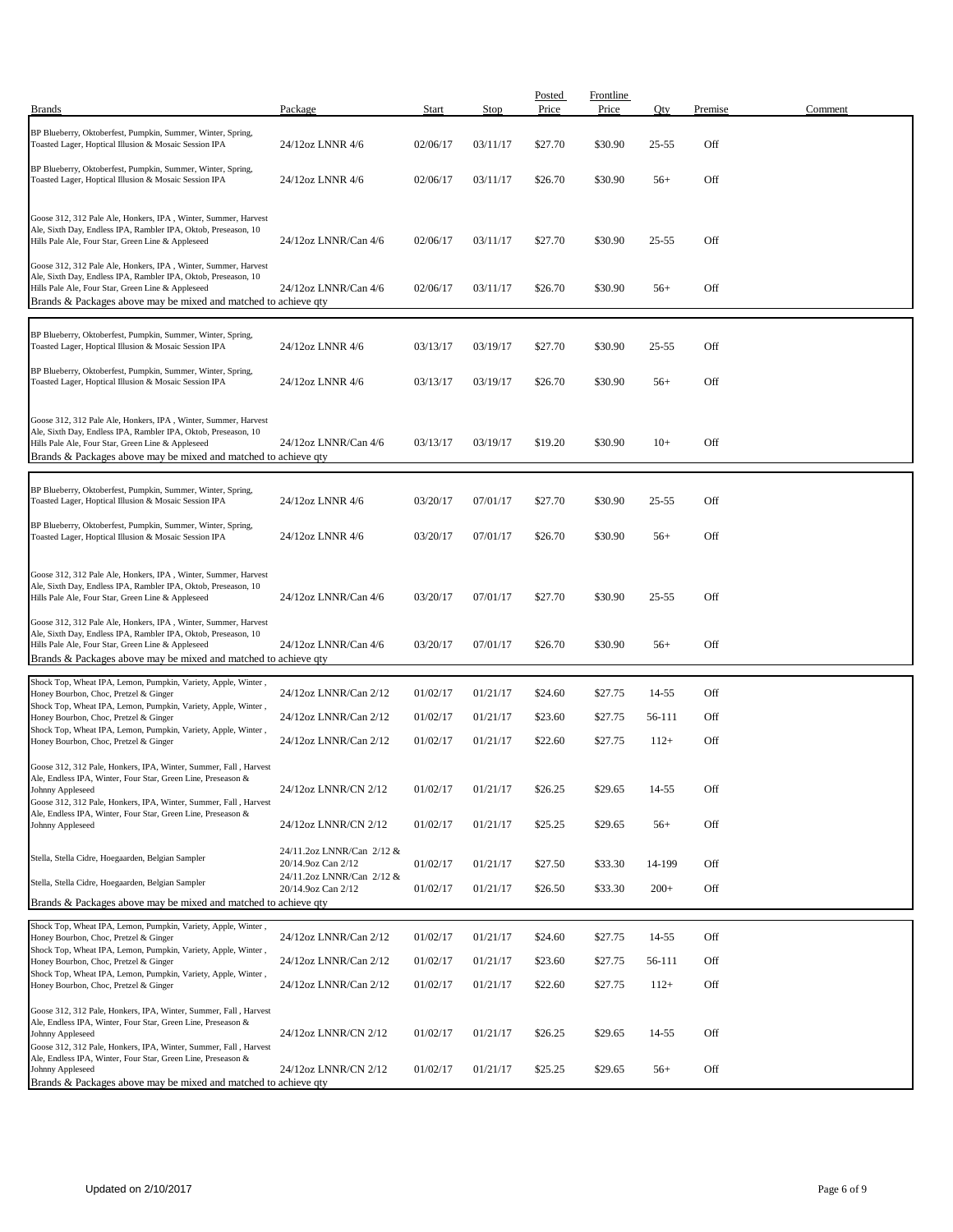| Brands | Package | Start | Stop | Posted Price | Frontline Price | Qty | Premise | Comment |
|---|---|---|---|---|---|---|---|---|
| BP Blueberry, Oktoberfest, Pumpkin, Summer, Winter, Spring, Toasted Lager, Hoptical Illusion & Mosaic Session IPA | 24/12oz LNNR 4/6 | 02/06/17 | 03/11/17 | $27.70 | $30.90 | 25-55 | Off | |
| BP Blueberry, Oktoberfest, Pumpkin, Summer, Winter, Spring, Toasted Lager, Hoptical Illusion & Mosaic Session IPA | 24/12oz LNNR 4/6 | 02/06/17 | 03/11/17 | $26.70 | $30.90 | 56+ | Off | |
| Goose 312, 312 Pale Ale, Honkers, IPA , Winter, Summer, Harvest Ale, Sixth Day, Endless IPA, Rambler IPA, Oktob, Preseason, 10 Hills Pale Ale, Four Star, Green Line & Appleseed | 24/12oz LNNR/Can 4/6 | 02/06/17 | 03/11/17 | $27.70 | $30.90 | 25-55 | Off | |
| Goose 312, 312 Pale Ale, Honkers, IPA , Winter, Summer, Harvest Ale, Sixth Day, Endless IPA, Rambler IPA, Oktob, Preseason, 10 Hills Pale Ale, Four Star, Green Line & Appleseed | 24/12oz LNNR/Can 4/6 | 02/06/17 | 03/11/17 | $26.70 | $30.90 | 56+ | Off | |
| Brands & Packages above may be mixed and matched to achieve qty | | | | | | | | |
| BP Blueberry, Oktoberfest, Pumpkin, Summer, Winter, Spring, Toasted Lager, Hoptical Illusion & Mosaic Session IPA | 24/12oz LNNR 4/6 | 03/13/17 | 03/19/17 | $27.70 | $30.90 | 25-55 | Off | |
| BP Blueberry, Oktoberfest, Pumpkin, Summer, Winter, Spring, Toasted Lager, Hoptical Illusion & Mosaic Session IPA | 24/12oz LNNR 4/6 | 03/13/17 | 03/19/17 | $26.70 | $30.90 | 56+ | Off | |
| Goose 312, 312 Pale Ale, Honkers, IPA , Winter, Summer, Harvest Ale, Sixth Day, Endless IPA, Rambler IPA, Oktob, Preseason, 10 Hills Pale Ale, Four Star, Green Line & Appleseed | 24/12oz LNNR/Can 4/6 | 03/13/17 | 03/19/17 | $19.20 | $30.90 | 10+ | Off | |
| Brands & Packages above may be mixed and matched to achieve qty | | | | | | | | |
| BP Blueberry, Oktoberfest, Pumpkin, Summer, Winter, Spring, Toasted Lager, Hoptical Illusion & Mosaic Session IPA | 24/12oz LNNR 4/6 | 03/20/17 | 07/01/17 | $27.70 | $30.90 | 25-55 | Off | |
| BP Blueberry, Oktoberfest, Pumpkin, Summer, Winter, Spring, Toasted Lager, Hoptical Illusion & Mosaic Session IPA | 24/12oz LNNR 4/6 | 03/20/17 | 07/01/17 | $26.70 | $30.90 | 56+ | Off | |
| Goose 312, 312 Pale Ale, Honkers, IPA , Winter, Summer, Harvest Ale, Sixth Day, Endless IPA, Rambler IPA, Oktob, Preseason, 10 Hills Pale Ale, Four Star, Green Line & Appleseed | 24/12oz LNNR/Can 4/6 | 03/20/17 | 07/01/17 | $27.70 | $30.90 | 25-55 | Off | |
| Goose 312, 312 Pale Ale, Honkers, IPA , Winter, Summer, Harvest Ale, Sixth Day, Endless IPA, Rambler IPA, Oktob, Preseason, 10 Hills Pale Ale, Four Star, Green Line & Appleseed | 24/12oz LNNR/Can 4/6 | 03/20/17 | 07/01/17 | $26.70 | $30.90 | 56+ | Off | |
| Brands & Packages above may be mixed and matched to achieve qty | | | | | | | | |
| Shock Top, Wheat IPA, Lemon, Pumpkin, Variety, Apple, Winter , Honey Bourbon, Choc, Pretzel & Ginger | 24/12oz LNNR/Can 2/12 | 01/02/17 | 01/21/17 | $24.60 | $27.75 | 14-55 | Off | |
| Shock Top, Wheat IPA, Lemon, Pumpkin, Variety, Apple, Winter , Honey Bourbon, Choc, Pretzel & Ginger | 24/12oz LNNR/Can 2/12 | 01/02/17 | 01/21/17 | $23.60 | $27.75 | 56-111 | Off | |
| Shock Top, Wheat IPA, Lemon, Pumpkin, Variety, Apple, Winter , Honey Bourbon, Choc, Pretzel & Ginger | 24/12oz LNNR/Can 2/12 | 01/02/17 | 01/21/17 | $22.60 | $27.75 | 112+ | Off | |
| Goose 312, 312 Pale, Honkers, IPA, Winter, Summer, Fall , Harvest Ale, Endless IPA, Winter, Four Star, Green Line, Preseason & Johnny Appleseed | 24/12oz LNNR/CN 2/12 | 01/02/17 | 01/21/17 | $26.25 | $29.65 | 14-55 | Off | |
| Goose 312, 312 Pale, Honkers, IPA, Winter, Summer, Fall , Harvest Ale, Endless IPA, Winter, Four Star, Green Line, Preseason & Johnny Appleseed | 24/12oz LNNR/CN 2/12 | 01/02/17 | 01/21/17 | $25.25 | $29.65 | 56+ | Off | |
| Stella, Stella Cidre, Hoegaarden, Belgian Sampler | 24/11.2oz LNNR/Can 2/12 & 20/14.9oz Can 2/12 | 01/02/17 | 01/21/17 | $27.50 | $33.30 | 14-199 | Off | |
| Stella, Stella Cidre, Hoegaarden, Belgian Sampler | 24/11.2oz LNNR/Can 2/12 & 20/14.9oz Can 2/12 | 01/02/17 | 01/21/17 | $26.50 | $33.30 | 200+ | Off | |
| Brands & Packages above may be mixed and matched to achieve qty | | | | | | | | |
| Shock Top, Wheat IPA, Lemon, Pumpkin, Variety, Apple, Winter , Honey Bourbon, Choc, Pretzel & Ginger | 24/12oz LNNR/Can 2/12 | 01/02/17 | 01/21/17 | $24.60 | $27.75 | 14-55 | Off | |
| Shock Top, Wheat IPA, Lemon, Pumpkin, Variety, Apple, Winter , Honey Bourbon, Choc, Pretzel & Ginger | 24/12oz LNNR/Can 2/12 | 01/02/17 | 01/21/17 | $23.60 | $27.75 | 56-111 | Off | |
| Shock Top, Wheat IPA, Lemon, Pumpkin, Variety, Apple, Winter , Honey Bourbon, Choc, Pretzel & Ginger | 24/12oz LNNR/Can 2/12 | 01/02/17 | 01/21/17 | $22.60 | $27.75 | 112+ | Off | |
| Goose 312, 312 Pale, Honkers, IPA, Winter, Summer, Fall , Harvest Ale, Endless IPA, Winter, Four Star, Green Line, Preseason & Johnny Appleseed | 24/12oz LNNR/CN 2/12 | 01/02/17 | 01/21/17 | $26.25 | $29.65 | 14-55 | Off | |
| Goose 312, 312 Pale, Honkers, IPA, Winter, Summer, Fall , Harvest Ale, Endless IPA, Winter, Four Star, Green Line, Preseason & Johnny Appleseed | 24/12oz LNNR/CN 2/12 | 01/02/17 | 01/21/17 | $25.25 | $29.65 | 56+ | Off | |
| Brands & Packages above may be mixed and matched to achieve qty | | | | | | | | |

Updated on 2/10/2017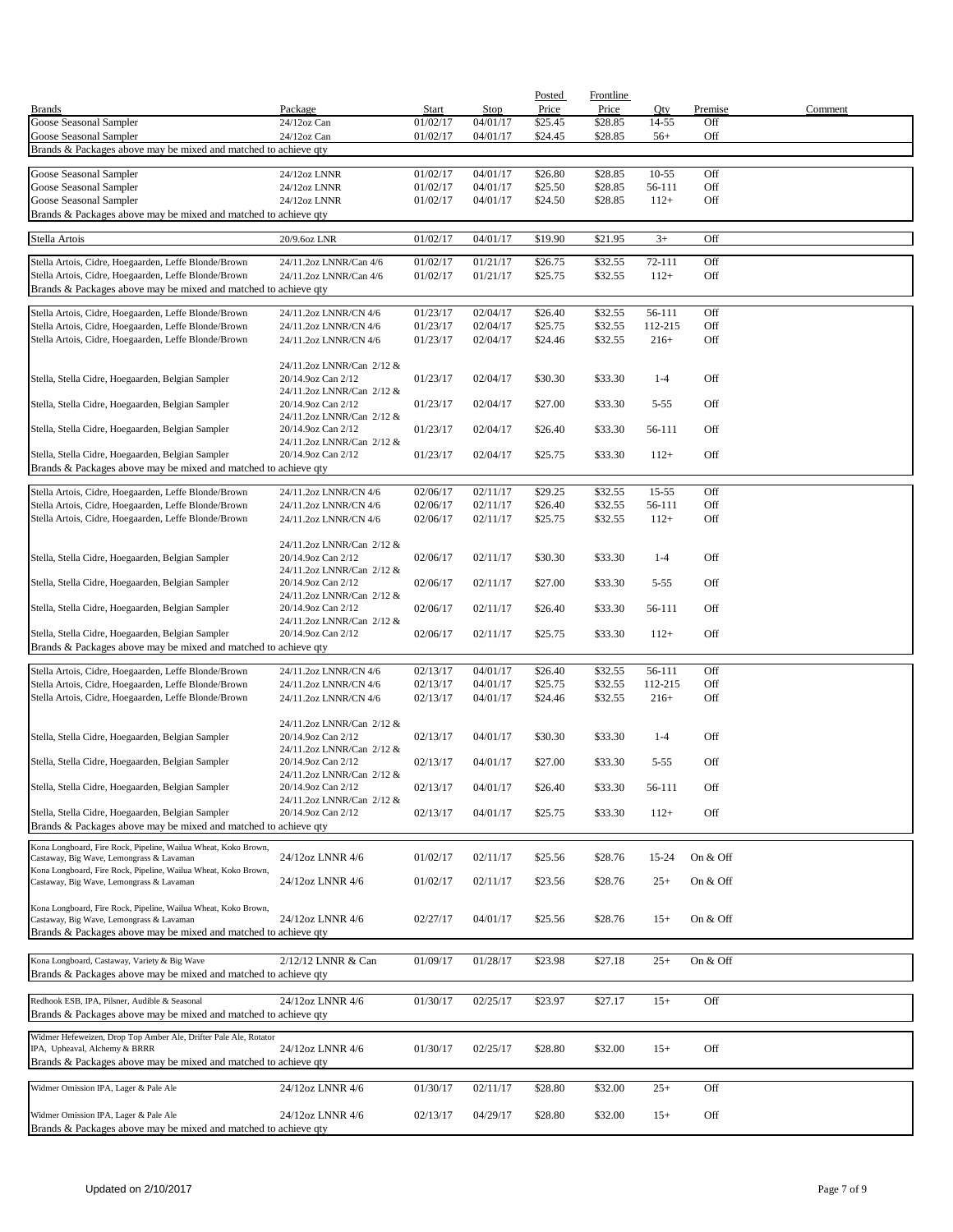| Brands | Package | Start | Stop | Posted Price | Frontline Price | Qty | Premise | Comment |
|---|---|---|---|---|---|---|---|---|
| Goose Seasonal Sampler | 24/12oz Can | 01/02/17 | 04/01/17 | $25.45 | $28.85 | 14-55 | Off | |
| Goose Seasonal Sampler | 24/12oz Can | 01/02/17 | 04/01/17 | $24.45 | $28.85 | 56+ | Off | |
| Brands & Packages above may be mixed and matched to achieve qty | | | | | | | | |
| Goose Seasonal Sampler | 24/12oz LNNR | 01/02/17 | 04/01/17 | $26.80 | $28.85 | 10-55 | Off | |
| Goose Seasonal Sampler | 24/12oz LNNR | 01/02/17 | 04/01/17 | $25.50 | $28.85 | 56-111 | Off | |
| Goose Seasonal Sampler | 24/12oz LNNR | 01/02/17 | 04/01/17 | $24.50 | $28.85 | 112+ | Off | |
| Brands & Packages above may be mixed and matched to achieve qty | | | | | | | | |
| Stella Artois | 20/9.6oz LNR | 01/02/17 | 04/01/17 | $19.90 | $21.95 | 3+ | Off | |
| Stella Artois, Cidre, Hoegaarden, Leffe Blonde/Brown | 24/11.2oz LNNR/Can 4/6 | 01/02/17 | 01/21/17 | $26.75 | $32.55 | 72-111 | Off | |
| Stella Artois, Cidre, Hoegaarden, Leffe Blonde/Brown | 24/11.2oz LNNR/Can 4/6 | 01/02/17 | 01/21/17 | $25.75 | $32.55 | 112+ | Off | |
| Brands & Packages above may be mixed and matched to achieve qty | | | | | | | | |
| Stella Artois, Cidre, Hoegaarden, Leffe Blonde/Brown | 24/11.2oz LNNR/CN 4/6 | 01/23/17 | 02/04/17 | $26.40 | $32.55 | 56-111 | Off | |
| Stella Artois, Cidre, Hoegaarden, Leffe Blonde/Brown | 24/11.2oz LNNR/CN 4/6 | 01/23/17 | 02/04/17 | $25.75 | $32.55 | 112-215 | Off | |
| Stella Artois, Cidre, Hoegaarden, Leffe Blonde/Brown | 24/11.2oz LNNR/CN 4/6 | 01/23/17 | 02/04/17 | $24.46 | $32.55 | 216+ | Off | |
| Stella, Stella Cidre, Hoegaarden, Belgian Sampler | 24/11.2oz LNNR/Can 2/12 & 20/14.9oz Can 2/12 | 01/23/17 | 02/04/17 | $30.30 | $33.30 | 1-4 | Off | |
| Stella, Stella Cidre, Hoegaarden, Belgian Sampler | 24/11.2oz LNNR/Can 2/12 & 20/14.9oz Can 2/12 | 01/23/17 | 02/04/17 | $27.00 | $33.30 | 5-55 | Off | |
| Stella, Stella Cidre, Hoegaarden, Belgian Sampler | 24/11.2oz LNNR/Can 2/12 & 20/14.9oz Can 2/12 | 01/23/17 | 02/04/17 | $26.40 | $33.30 | 56-111 | Off | |
| Stella, Stella Cidre, Hoegaarden, Belgian Sampler | 24/11.2oz LNNR/Can 2/12 & 20/14.9oz Can 2/12 | 01/23/17 | 02/04/17 | $25.75 | $33.30 | 112+ | Off | |
| Brands & Packages above may be mixed and matched to achieve qty | | | | | | | | |
| Stella Artois, Cidre, Hoegaarden, Leffe Blonde/Brown | 24/11.2oz LNNR/CN 4/6 | 02/06/17 | 02/11/17 | $29.25 | $32.55 | 15-55 | Off | |
| Stella Artois, Cidre, Hoegaarden, Leffe Blonde/Brown | 24/11.2oz LNNR/CN 4/6 | 02/06/17 | 02/11/17 | $26.40 | $32.55 | 56-111 | Off | |
| Stella Artois, Cidre, Hoegaarden, Leffe Blonde/Brown | 24/11.2oz LNNR/CN 4/6 | 02/06/17 | 02/11/17 | $25.75 | $32.55 | 112+ | Off | |
| Stella, Stella Cidre, Hoegaarden, Belgian Sampler | 24/11.2oz LNNR/Can 2/12 & 20/14.9oz Can 2/12 | 02/06/17 | 02/11/17 | $30.30 | $33.30 | 1-4 | Off | |
| Stella, Stella Cidre, Hoegaarden, Belgian Sampler | 24/11.2oz LNNR/Can 2/12 & 20/14.9oz Can 2/12 | 02/06/17 | 02/11/17 | $27.00 | $33.30 | 5-55 | Off | |
| Stella, Stella Cidre, Hoegaarden, Belgian Sampler | 24/11.2oz LNNR/Can 2/12 & 20/14.9oz Can 2/12 | 02/06/17 | 02/11/17 | $26.40 | $33.30 | 56-111 | Off | |
| Stella, Stella Cidre, Hoegaarden, Belgian Sampler | 24/11.2oz LNNR/Can 2/12 & 20/14.9oz Can 2/12 | 02/06/17 | 02/11/17 | $25.75 | $33.30 | 112+ | Off | |
| Brands & Packages above may be mixed and matched to achieve qty | | | | | | | | |
| Stella Artois, Cidre, Hoegaarden, Leffe Blonde/Brown | 24/11.2oz LNNR/CN 4/6 | 02/13/17 | 04/01/17 | $26.40 | $32.55 | 56-111 | Off | |
| Stella Artois, Cidre, Hoegaarden, Leffe Blonde/Brown | 24/11.2oz LNNR/CN 4/6 | 02/13/17 | 04/01/17 | $25.75 | $32.55 | 112-215 | Off | |
| Stella Artois, Cidre, Hoegaarden, Leffe Blonde/Brown | 24/11.2oz LNNR/CN 4/6 | 02/13/17 | 04/01/17 | $24.46 | $32.55 | 216+ | Off | |
| Stella, Stella Cidre, Hoegaarden, Belgian Sampler | 24/11.2oz LNNR/Can 2/12 & 20/14.9oz Can 2/12 | 02/13/17 | 04/01/17 | $30.30 | $33.30 | 1-4 | Off | |
| Stella, Stella Cidre, Hoegaarden, Belgian Sampler | 24/11.2oz LNNR/Can 2/12 & 20/14.9oz Can 2/12 | 02/13/17 | 04/01/17 | $27.00 | $33.30 | 5-55 | Off | |
| Stella, Stella Cidre, Hoegaarden, Belgian Sampler | 24/11.2oz LNNR/Can 2/12 & 20/14.9oz Can 2/12 | 02/13/17 | 04/01/17 | $26.40 | $33.30 | 56-111 | Off | |
| Stella, Stella Cidre, Hoegaarden, Belgian Sampler | 24/11.2oz LNNR/Can 2/12 & 20/14.9oz Can 2/12 | 02/13/17 | 04/01/17 | $25.75 | $33.30 | 112+ | Off | |
| Brands & Packages above may be mixed and matched to achieve qty | | | | | | | | |
| Kona Longboard, Fire Rock, Pipeline, Wailua Wheat, Koko Brown, Castaway, Big Wave, Lemongrass & Lavaman | 24/12oz LNNR 4/6 | 01/02/17 | 02/11/17 | $25.56 | $28.76 | 15-24 | On & Off | |
| Kona Longboard, Fire Rock, Pipeline, Wailua Wheat, Koko Brown, Castaway, Big Wave, Lemongrass & Lavaman | 24/12oz LNNR 4/6 | 01/02/17 | 02/11/17 | $23.56 | $28.76 | 25+ | On & Off | |
| Kona Longboard, Fire Rock, Pipeline, Wailua Wheat, Koko Brown, Castaway, Big Wave, Lemongrass & Lavaman | 24/12oz LNNR 4/6 | 02/27/17 | 04/01/17 | $25.56 | $28.76 | 15+ | On & Off | |
| Brands & Packages above may be mixed and matched to achieve qty | | | | | | | | |
| Kona Longboard, Castaway, Variety & Big Wave | 2/12/12 LNNR & Can | 01/09/17 | 01/28/17 | $23.98 | $27.18 | 25+ | On & Off | |
| Brands & Packages above may be mixed and matched to achieve qty | | | | | | | | |
| Redhook ESB, IPA, Pilsner, Audible & Seasonal | 24/12oz LNNR 4/6 | 01/30/17 | 02/25/17 | $23.97 | $27.17 | 15+ | Off | |
| Brands & Packages above may be mixed and matched to achieve qty | | | | | | | | |
| Widmer Hefeweizen, Drop Top Amber Ale, Drifter Pale Ale, Rotator IPA, Upheaval, Alchemy & BRRR | 24/12oz LNNR 4/6 | 01/30/17 | 02/25/17 | $28.80 | $32.00 | 15+ | Off | |
| Brands & Packages above may be mixed and matched to achieve qty | | | | | | | | |
| Widmer Omission IPA, Lager & Pale Ale | 24/12oz LNNR 4/6 | 01/30/17 | 02/11/17 | $28.80 | $32.00 | 25+ | Off | |
| Widmer Omission IPA, Lager & Pale Ale | 24/12oz LNNR 4/6 | 02/13/17 | 04/29/17 | $28.80 | $32.00 | 15+ | Off | |
| Brands & Packages above may be mixed and matched to achieve qty | | | | | | | | |

Updated on 2/10/2017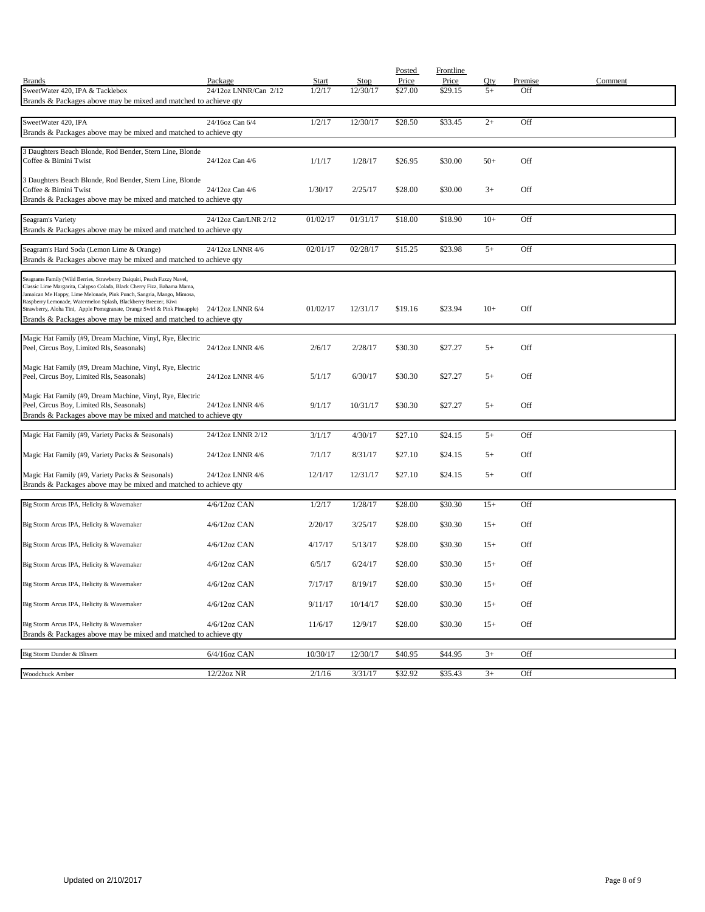| Brands | Package | Start | Stop | Posted Price | Frontline Price | Qty | Premise | Comment |
|---|---|---|---|---|---|---|---|---|
| SweetWater 420, IPA & Tacklebox | 24/12oz LNNR/Can 2/12 | 1/2/17 | 12/30/17 | $27.00 | $29.15 | 5+ | Off | |
| Brands & Packages above may be mixed and matched to achieve qty | | | | | | | | |
| SweetWater 420, IPA | 24/16oz Can 6/4 | 1/2/17 | 12/30/17 | $28.50 | $33.45 | 2+ | Off | |
| Brands & Packages above may be mixed and matched to achieve qty | | | | | | | | |
| 3 Daughters Beach Blonde, Rod Bender, Stern Line, Blonde Coffee & Bimini Twist | 24/12oz Can 4/6 | 1/1/17 | 1/28/17 | $26.95 | $30.00 | 50+ | Off | |
| 3 Daughters Beach Blonde, Rod Bender, Stern Line, Blonde Coffee & Bimini Twist | 24/12oz Can 4/6 | 1/30/17 | 2/25/17 | $28.00 | $30.00 | 3+ | Off | |
| Brands & Packages above may be mixed and matched to achieve qty | | | | | | | | |
| Seagram's Variety | 24/12oz Can/LNR 2/12 | 01/02/17 | 01/31/17 | $18.00 | $18.90 | 10+ | Off | |
| Brands & Packages above may be mixed and matched to achieve qty | | | | | | | | |
| Seagram's Hard Soda (Lemon Lime & Orange) | 24/12oz LNNR 4/6 | 02/01/17 | 02/28/17 | $15.25 | $23.98 | 5+ | Off | |
| Brands & Packages above may be mixed and matched to achieve qty | | | | | | | | |
| Seagrams Family (Wild Berries, Strawberry Daiquiri, Peach Fuzzy Navel, Classic Lime Margarita, Calypso Colada, Black Cherry Fizz, Bahama Mama, Jamaican Me Happy, Lime Melonade, Pink Punch, Sangria, Mango, Mimosa, Raspberry Lemonade, Watermelon Splash, Blackberry Breezer, Kiwi Strawberry, Aloha Tini, Apple Pomegranate, Orange Swirl & Pink Pineapple) | 24/12oz LNNR 6/4 | 01/02/17 | 12/31/17 | $19.16 | $23.94 | 10+ | Off | |
| Brands & Packages above may be mixed and matched to achieve qty | | | | | | | | |
| Magic Hat Family (#9, Dream Machine, Vinyl, Rye, Electric Peel, Circus Boy, Limited Rls, Seasonals) | 24/12oz LNNR 4/6 | 2/6/17 | 2/28/17 | $30.30 | $27.27 | 5+ | Off | |
| Magic Hat Family (#9, Dream Machine, Vinyl, Rye, Electric Peel, Circus Boy, Limited Rls, Seasonals) | 24/12oz LNNR 4/6 | 5/1/17 | 6/30/17 | $30.30 | $27.27 | 5+ | Off | |
| Magic Hat Family (#9, Dream Machine, Vinyl, Rye, Electric Peel, Circus Boy, Limited Rls, Seasonals) | 24/12oz LNNR 4/6 | 9/1/17 | 10/31/17 | $30.30 | $27.27 | 5+ | Off | |
| Brands & Packages above may be mixed and matched to achieve qty | | | | | | | | |
| Magic Hat Family (#9, Variety Packs & Seasonals) | 24/12oz LNNR 2/12 | 3/1/17 | 4/30/17 | $27.10 | $24.15 | 5+ | Off | |
| Magic Hat Family (#9, Variety Packs & Seasonals) | 24/12oz LNNR 4/6 | 7/1/17 | 8/31/17 | $27.10 | $24.15 | 5+ | Off | |
| Magic Hat Family (#9, Variety Packs & Seasonals) | 24/12oz LNNR 4/6 | 12/1/17 | 12/31/17 | $27.10 | $24.15 | 5+ | Off | |
| Brands & Packages above may be mixed and matched to achieve qty | | | | | | | | |
| Big Storm Arcus IPA, Helicity & Wavemaker | 4/6/12oz CAN | 1/2/17 | 1/28/17 | $28.00 | $30.30 | 15+ | Off | |
| Big Storm Arcus IPA, Helicity & Wavemaker | 4/6/12oz CAN | 2/20/17 | 3/25/17 | $28.00 | $30.30 | 15+ | Off | |
| Big Storm Arcus IPA, Helicity & Wavemaker | 4/6/12oz CAN | 4/17/17 | 5/13/17 | $28.00 | $30.30 | 15+ | Off | |
| Big Storm Arcus IPA, Helicity & Wavemaker | 4/6/12oz CAN | 6/5/17 | 6/24/17 | $28.00 | $30.30 | 15+ | Off | |
| Big Storm Arcus IPA, Helicity & Wavemaker | 4/6/12oz CAN | 7/17/17 | 8/19/17 | $28.00 | $30.30 | 15+ | Off | |
| Big Storm Arcus IPA, Helicity & Wavemaker | 4/6/12oz CAN | 9/11/17 | 10/14/17 | $28.00 | $30.30 | 15+ | Off | |
| Big Storm Arcus IPA, Helicity & Wavemaker | 4/6/12oz CAN | 11/6/17 | 12/9/17 | $28.00 | $30.30 | 15+ | Off | |
| Brands & Packages above may be mixed and matched to achieve qty | | | | | | | | |
| Big Storm Dunder & Blixem | 6/4/16oz CAN | 10/30/17 | 12/30/17 | $40.95 | $44.95 | 3+ | Off | |
| Woodchuck Amber | 12/22oz NR | 2/1/16 | 3/31/17 | $32.92 | $35.43 | 3+ | Off | |

Updated on 2/10/2017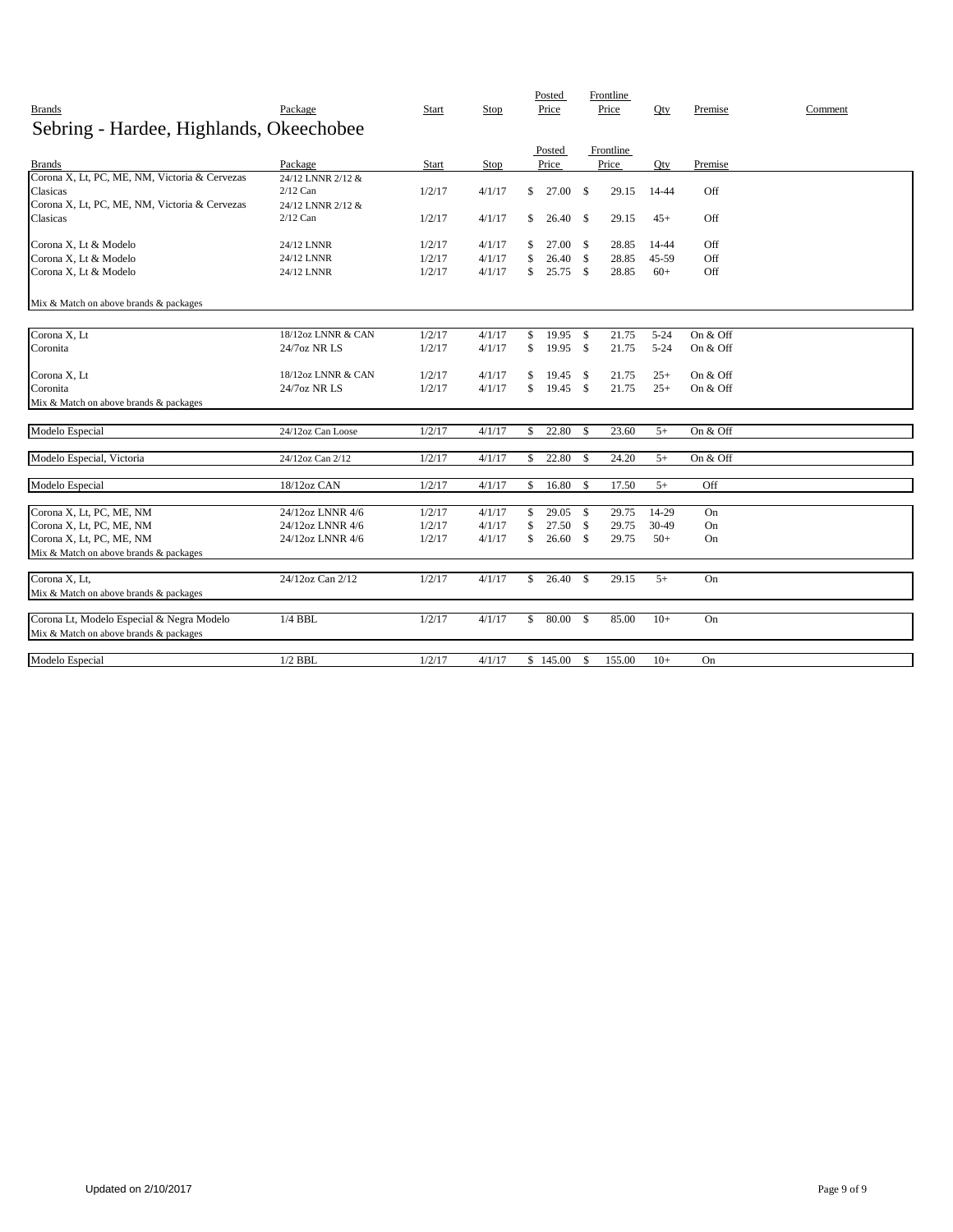| Brands | Package | Start | Stop | Posted Price | Frontline Price | Qty | Premise | Comment |
|---|---|---|---|---|---|---|---|---|

# Sebring - Hardee, Highlands, Okeechobee

| Brands | Package | Start | Stop | Posted Price | Frontline Price | Qty | Premise |
|---|---|---|---|---|---|---|---|
| Corona X, Lt, PC, ME, NM, Victoria & Cervezas Clasicas | 24/12 LNNR 2/12 & 2/12 Can | 1/2/17 | 4/1/17 | $ 27.00 | $ 29.15 | 14-44 | Off |
| Corona X, Lt, PC, ME, NM, Victoria & Cervezas Clasicas | 24/12 LNNR 2/12 & 2/12 Can | 1/2/17 | 4/1/17 | $ 26.40 | $ 29.15 | 45+ | Off |
| Corona X, Lt & Modelo | 24/12 LNNR | 1/2/17 | 4/1/17 | $ 27.00 | $ 28.85 | 14-44 | Off |
| Corona X, Lt & Modelo | 24/12 LNNR | 1/2/17 | 4/1/17 | $ 26.40 | $ 28.85 | 45-59 | Off |
| Corona X, Lt & Modelo | 24/12 LNNR | 1/2/17 | 4/1/17 | $ 25.75 | $ 28.85 | 60+ | Off |
| Mix & Match on above brands & packages | | | | | | | |
| Corona X, Lt | 18/12oz LNNR & CAN | 1/2/17 | 4/1/17 | $ 19.95 | $ 21.75 | 5-24 | On & Off |
| Coronita | 24/7oz NR LS | 1/2/17 | 4/1/17 | $ 19.95 | $ 21.75 | 5-24 | On & Off |
| Corona X, Lt | 18/12oz LNNR & CAN | 1/2/17 | 4/1/17 | $ 19.45 | $ 21.75 | 25+ | On & Off |
| Coronita | 24/7oz NR LS | 1/2/17 | 4/1/17 | $ 19.45 | $ 21.75 | 25+ | On & Off |
| Mix & Match on above brands & packages | | | | | | | |
| Modelo Especial | 24/12oz Can Loose | 1/2/17 | 4/1/17 | $ 22.80 | $ 23.60 | 5+ | On & Off |
| Modelo Especial, Victoria | 24/12oz Can 2/12 | 1/2/17 | 4/1/17 | $ 22.80 | $ 24.20 | 5+ | On & Off |
| Modelo Especial | 18/12oz CAN | 1/2/17 | 4/1/17 | $ 16.80 | $ 17.50 | 5+ | Off |
| Corona X, Lt, PC, ME, NM | 24/12oz LNNR 4/6 | 1/2/17 | 4/1/17 | $ 29.05 | $ 29.75 | 14-29 | On |
| Corona X, Lt, PC, ME, NM | 24/12oz LNNR 4/6 | 1/2/17 | 4/1/17 | $ 27.50 | $ 29.75 | 30-49 | On |
| Corona X, Lt, PC, ME, NM | 24/12oz LNNR 4/6 | 1/2/17 | 4/1/17 | $ 26.60 | $ 29.75 | 50+ | On |
| Mix & Match on above brands & packages | | | | | | | |
| Corona X, Lt, | 24/12oz Can 2/12 | 1/2/17 | 4/1/17 | $ 26.40 | $ 29.15 | 5+ | On |
| Mix & Match on above brands & packages | | | | | | | |
| Corona Lt, Modelo Especial & Negra Modelo | 1/4 BBL | 1/2/17 | 4/1/17 | $ 80.00 | $ 85.00 | 10+ | On |
| Mix & Match on above brands & packages | | | | | | | |
| Modelo Especial | 1/2 BBL | 1/2/17 | 4/1/17 | $ 145.00 | $ 155.00 | 10+ | On |

Updated on 2/10/2017